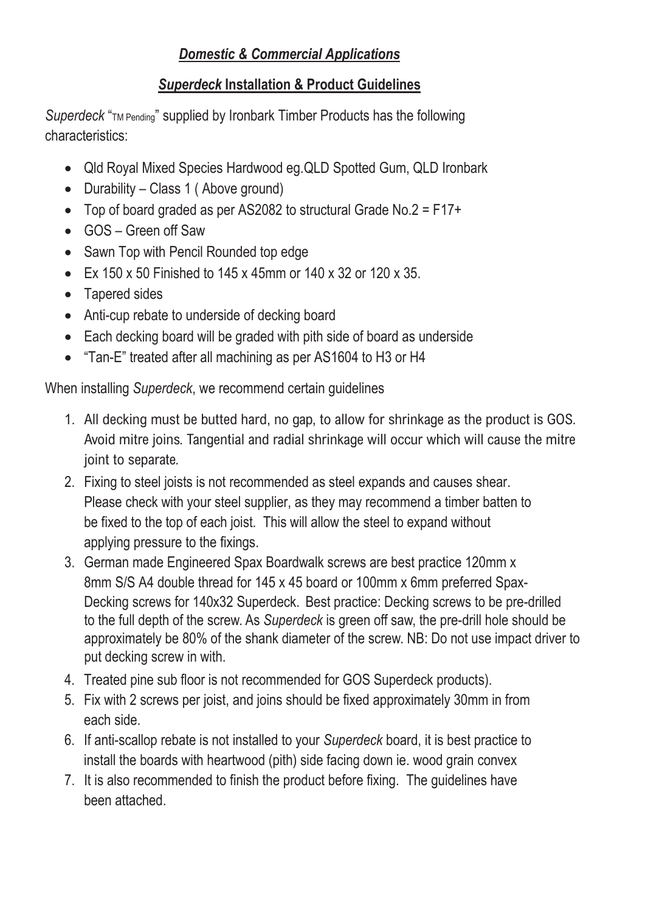***Domestic & Commercial Applications***

***Superdeck* Installation & Product Guidelines**

*Superdeck* "TM Pending" supplied by Ironbark Timber Products has the following characteristics:

- Qld Royal Mixed Species Hardwood eg.QLD Spotted Gum, QLD Ironbark
- Durability – Class 1 ( Above ground)
- Top of board graded as per AS2082 to structural Grade No.2 = F17+
- GOS – Green off Saw
- Sawn Top with Pencil Rounded top edge
- Ex 150 x 50 Finished to 145 x 45mm or 140 x 32 or 120 x 35.
- Tapered sides
- Anti-cup rebate to underside of decking board
- Each decking board will be graded with pith side of board as underside
- "Tan-E" treated after all machining as per AS1604 to H3 or H4

When installing *Superdeck*, we recommend certain guidelines

1. All decking must be butted hard, no gap, to allow for shrinkage as the product is GOS. Avoid mitre joins. Tangential and radial shrinkage will occur which will cause the mitre joint to separate.
2. Fixing to steel joists is not recommended as steel expands and causes shear. Please check with your steel supplier, as they may recommend a timber batten to be fixed to the top of each joist. This will allow the steel to expand without applying pressure to the fixings.
3. German made Engineered Spax Boardwalk screws are best practice 120mm x 8mm S/S A4 double thread for 145 x 45 board or 100mm x 6mm preferred Spax-Decking screws for 140x32 Superdeck. Best practice: Decking screws to be pre-drilled to the full depth of the screw. As *Superdeck* is green off saw, the pre-drill hole should be approximately be 80% of the shank diameter of the screw. NB: Do not use impact driver to put decking screw in with.
4. Treated pine sub floor is not recommended for GOS Superdeck products).
5. Fix with 2 screws per joist, and joins should be fixed approximately 30mm in from each side.
6. If anti-scallop rebate is not installed to your *Superdeck* board, it is best practice to install the boards with heartwood (pith) side facing down ie. wood grain convex
7. It is also recommended to finish the product before fixing. The guidelines have been attached.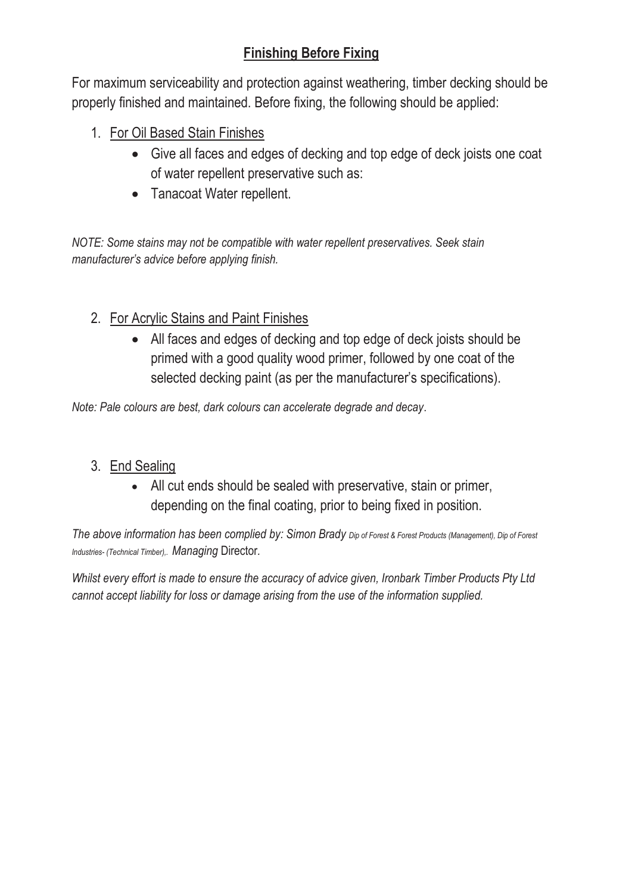## **Finishing Before Fixing**

For maximum serviceability and protection against weathering, timber decking should be properly finished and maintained. Before fixing, the following should be applied:

1. For Oil Based Stain Finishes
    - Give all faces and edges of decking and top edge of deck joists one coat of water repellent preservative such as:
    - Tanacoat Water repellent.

*NOTE: Some stains may not be compatible with water repellent preservatives. Seek stain manufacturer's advice before applying finish.*

2. For Acrylic Stains and Paint Finishes
    - All faces and edges of decking and top edge of deck joists should be primed with a good quality wood primer, followed by one coat of the selected decking paint (as per the manufacturer's specifications).

*Note: Pale colours are best, dark colours can accelerate degrade and decay*.

3. End Sealing
    - All cut ends should be sealed with preservative, stain or primer, depending on the final coating, prior to being fixed in position.

*The above information has been complied by: Simon Brady Dip of Forest & Forest Products (Management), Dip of Forest Industries- (Technical Timber),. Managing* Director.

*Whilst every effort is made to ensure the accuracy of advice given, Ironbark Timber Products Pty Ltd cannot accept liability for loss or damage arising from the use of the information supplied.*